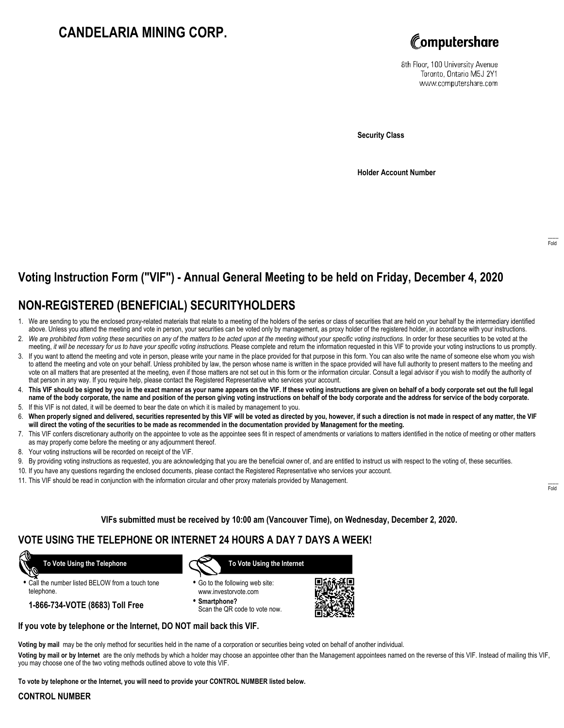# CANDELARIA MINING CORP.

Computershare

8th Floor, 100 University Avenue
Toronto, Ontario M5J 2Y1
www.computershare.com

**Security Class**

**Holder Account Number**

Fold

## Voting Instruction Form ("VIF") - Annual General Meeting to be held on Friday, December 4, 2020

## NON-REGISTERED (BENEFICIAL) SECURITYHOLDERS

1. We are sending to you the enclosed proxy-related materials that relate to a meeting of the holders of the series or class of securities that are held on your behalf by the intermediary identified above. Unless you attend the meeting and vote in person, your securities can be voted only by management, as proxy holder of the registered holder, in accordance with your instructions.
2. *We are prohibited from voting these securities on any of the matters to be acted upon at the meeting without your specific voting instructions.* In order for these securities to be voted at the meeting, *it will be necessary for us to have your specific voting instructions.* Please complete and return the information requested in this VIF to provide your voting instructions to us promptly.
3. If you want to attend the meeting and vote in person, please write your name in the place provided for that purpose in this form. You can also write the name of someone else whom you wish to attend the meeting and vote on your behalf. Unless prohibited by law, the person whose name is written in the space provided will have full authority to present matters to the meeting and vote on all matters that are presented at the meeting, even if those matters are not set out in this form or the information circular. Consult a legal advisor if you wish to modify the authority of that person in any way. If you require help, please contact the Registered Representative who services your account.
4. **This VIF should be signed by you in the exact manner as your name appears on the VIF. If these voting instructions are given on behalf of a body corporate set out the full legal name of the body corporate, the name and position of the person giving voting instructions on behalf of the body corporate and the address for service of the body corporate.**
5. If this VIF is not dated, it will be deemed to bear the date on which it is mailed by management to you.
6. **When properly signed and delivered, securities represented by this VIF will be voted as directed by you, however, if such a direction is not made in respect of any matter, the VIF will direct the voting of the securities to be made as recommended in the documentation provided by Management for the meeting.**
7. This VIF confers discretionary authority on the appointee to vote as the appointee sees fit in respect of amendments or variations to matters identified in the notice of meeting or other matters as may properly come before the meeting or any adjournment thereof.
8. Your voting instructions will be recorded on receipt of the VIF.
9. By providing voting instructions as requested, you are acknowledging that you are the beneficial owner of, and are entitled to instruct us with respect to the voting of, these securities.
10. If you have any questions regarding the enclosed documents, please contact the Registered Representative who services your account.
11. This VIF should be read in conjunction with the information circular and other proxy materials provided by Management.

Fold

**VIFs submitted must be received by 10:00 am (Vancouver Time), on Wednesday, December 2, 2020.**

## VOTE USING THE TELEPHONE OR INTERNET 24 HOURS A DAY 7 DAYS A WEEK!

**To Vote Using the Telephone**

- Call the number listed BELOW from a touch tone telephone.

**1-866-734-VOTE (8683) Toll Free**

**To Vote Using the Internet**

- Go to the following web site: www.investorvote.com
- **Smartphone?** Scan the QR code to vote now.

**If you vote by telephone or the Internet, DO NOT mail back this VIF.**

**Voting by mail** may be the only method for securities held in the name of a corporation or securities being voted on behalf of another individual.

**Voting by mail or by Internet** are the only methods by which a holder may choose an appointee other than the Management appointees named on the reverse of this VIF. Instead of mailing this VIF, you may choose one of the two voting methods outlined above to vote this VIF.

**To vote by telephone or the Internet, you will need to provide your CONTROL NUMBER listed below.**

**CONTROL NUMBER**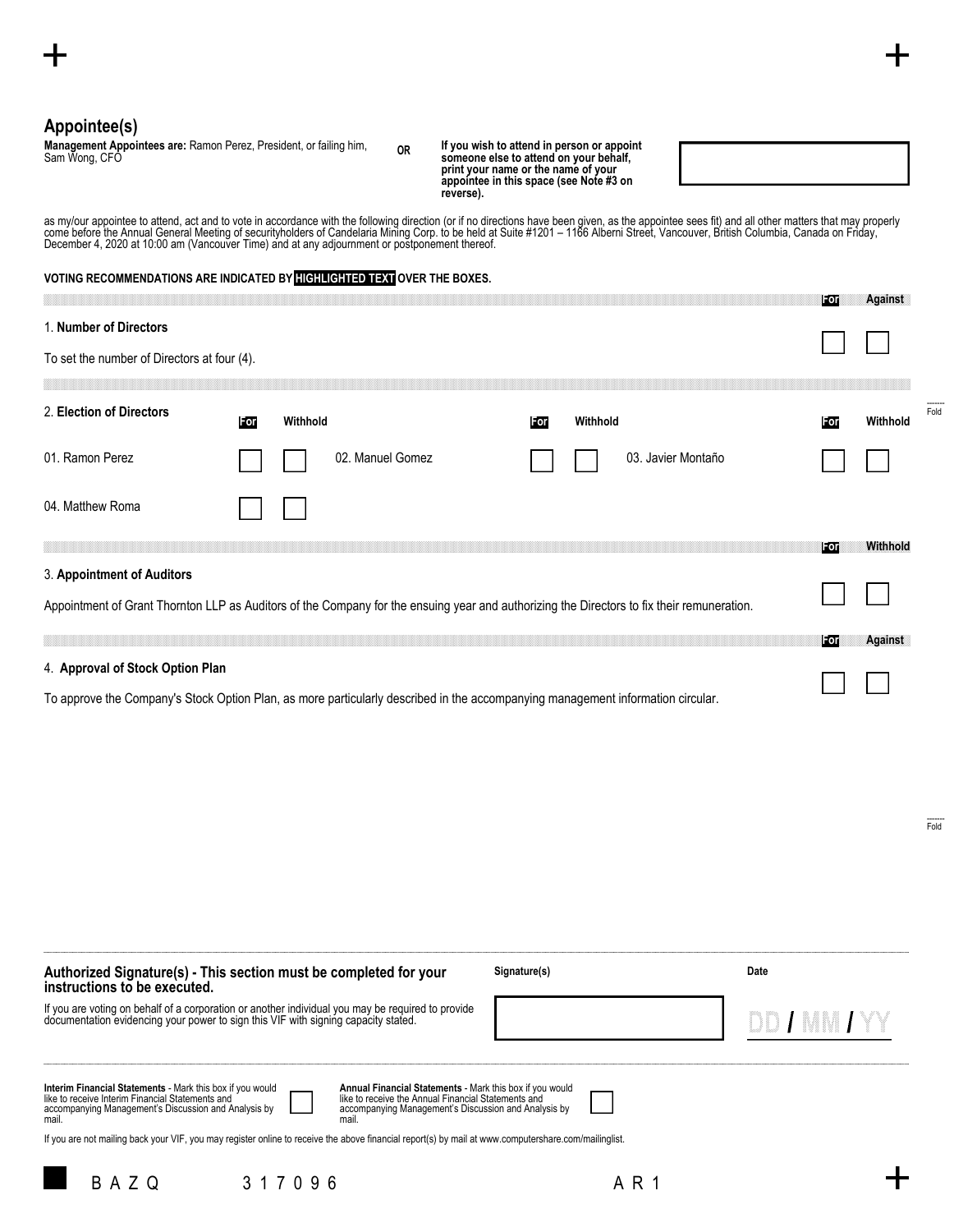## Appointee(s)

**Management Appointees are:** Ramon Perez, President, or failing him, Sam Wong, CFO

**OR**

**If you wish to attend in person or appoint someone else to attend on your behalf, print your name or the name of your appointee in this space (see Note #3 on reverse).**

as my/our appointee to attend, act and to vote in accordance with the following direction (or if no directions have been given, as the appointee sees fit) and all other matters that may properly come before the Annual General Meeting of securityholders of Candelaria Mining Corp. to be held at Suite #1201 – 1166 Alberni Street, Vancouver, British Columbia, Canada on Friday, December 4, 2020 at 10:00 am (Vancouver Time) and at any adjournment or postponement thereof.

**VOTING RECOMMENDATIONS ARE INDICATED BY HIGHLIGHTED TEXT OVER THE BOXES.**

| | For | Against |
|---|---|---|
| 1. **Number of Directors**<br>To set the number of Directors at four (4). | ☐ | ☐ |

2. **Election of Directors**

| | For | Withhold | | For | Withhold | | For | Withhold |
|---|---|---|---|---|---|---|---|---|
| 01. Ramon Perez | ☐ | ☐ | 02. Manuel Gomez | ☐ | ☐ | 03. Javier Montaño | ☐ | ☐ |
| 04. Matthew Roma | ☐ | ☐ | | | | | | |

| | For | Withhold |
|---|---|---|
| 3. **Appointment of Auditors**<br>Appointment of Grant Thornton LLP as Auditors of the Company for the ensuing year and authorizing the Directors to fix their remuneration. | ☐ | ☐ |

| | For | Against |
|---|---|---|
| 4. **Approval of Stock Option Plan**<br>To approve the Company's Stock Option Plan, as more particularly described in the accompanying management information circular. | ☐ | ☐ |

**Authorized Signature(s) - This section must be completed for your instructions to be executed.**

If you are voting on behalf of a corporation or another individual you may be required to provide documentation evidencing your power to sign this VIF with signing capacity stated.

**Signature(s)**

**Date**

DD / MM / YY

**Interim Financial Statements** - Mark this box if you would like to receive Interim Financial Statements and accompanying Management's Discussion and Analysis by mail. ☐

**Annual Financial Statements** - Mark this box if you would like to receive the Annual Financial Statements and accompanying Management's Discussion and Analysis by mail. ☐

If you are not mailing back your VIF, you may register online to receive the above financial report(s) by mail at www.computershare.com/mailinglist.

B A Z Q 3 1 7 0 9 6 A R 1